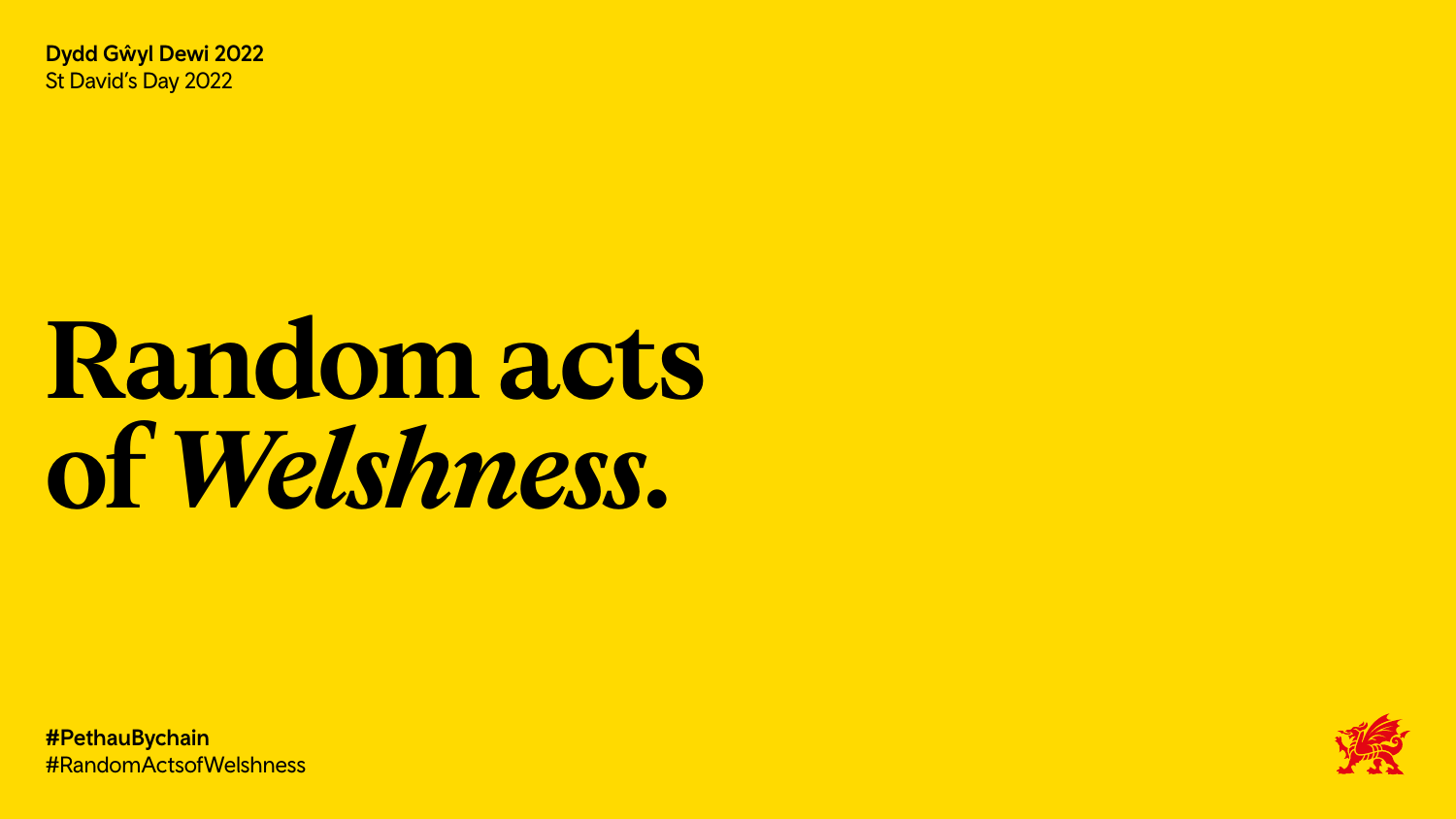**Dydd Gŵyl Dewi 2022**
St David's Day 2022

# Random acts of *Welshness.*

**#PethauBychain**
#RandomActsofWelshness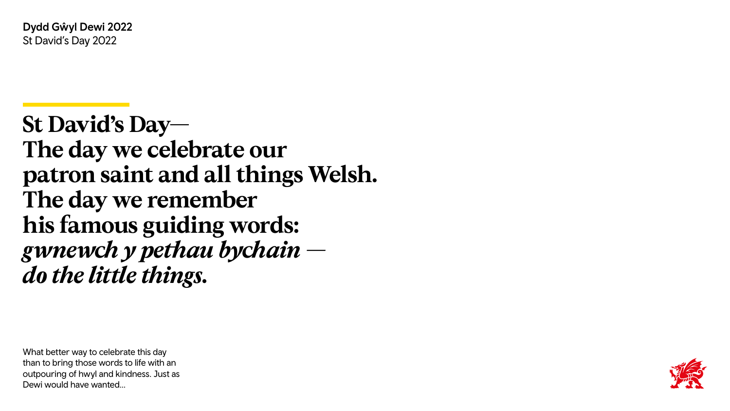**Dydd Gŵyl Dewi 2022**
St David's Day 2022

# St David's Day— The day we celebrate our patron saint and all things Welsh. The day we remember his famous guiding words: *gwnewch y pethau bychain — do the little things.*

What better way to celebrate this day than to bring those words to life with an outpouring of hwyl and kindness. Just as Dewi would have wanted...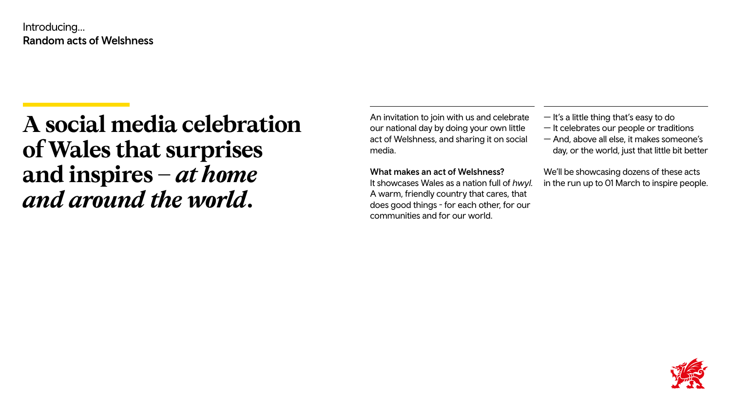Introducing...
**Random acts of Welshness**

# A social media celebration of Wales that surprises and inspires – *at home and around the world*.

An invitation to join with us and celebrate our national day by doing your own little act of Welshness, and sharing it on social media.

**What makes an act of Welshness?**
It showcases Wales as a nation full of *hwyl*. A warm, friendly country that cares, that does good things - for each other, for our communities and for our world.

- It's a little thing that's easy to do
- It celebrates our people or traditions
- And, above all else, it makes someone's day, or the world, just that little bit better

We'll be showcasing dozens of these acts in the run up to 01 March to inspire people.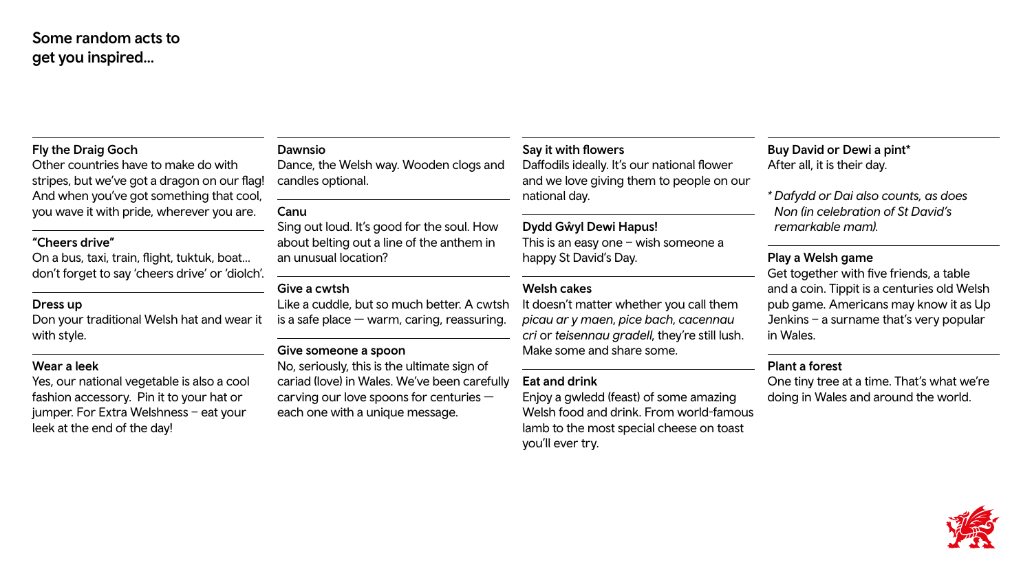## Some random acts to get you inspired...

### Fly the Draig Goch
Other countries have to make do with stripes, but we've got a dragon on our flag! And when you've got something that cool, you wave it with pride, wherever you are.

### "Cheers drive"
On a bus, taxi, train, flight, tuktuk, boat... don't forget to say 'cheers drive' or 'diolch'.

### Dress up
Don your traditional Welsh hat and wear it with style.

### Wear a leek
Yes, our national vegetable is also a cool fashion accessory.  Pin it to your hat or jumper. For Extra Welshness – eat your leek at the end of the day!

### Dawnsio
Dance, the Welsh way. Wooden clogs and candles optional.

### Canu
Sing out loud. It's good for the soul. How about belting out a line of the anthem in an unusual location?

### Give a cwtsh
Like a cuddle, but so much better. A cwtsh is a safe place — warm, caring, reassuring.

### Give someone a spoon
No, seriously, this is the ultimate sign of cariad (love) in Wales. We've been carefully carving our love spoons for centuries — each one with a unique message.

### Say it with flowers
Daffodils ideally. It's our national flower and we love giving them to people on our national day.

### Dydd Gŵyl Dewi Hapus!
This is an easy one – wish someone a happy St David's Day.

### Welsh cakes
It doesn't matter whether you call them *picau ar y maen*, *pice bach*, *cacennau cri* or *teisennau gradell*, they're still lush. Make some and share some.

### Eat and drink
Enjoy a gwledd (feast) of some amazing Welsh food and drink. From world-famous lamb to the most special cheese on toast you'll ever try.

### Buy David or Dewi a pint*
After all, it is their day.

*\* Dafydd or Dai also counts, as does Non (in celebration of St David's remarkable mam).*

### Play a Welsh game
Get together with five friends, a table and a coin. Tippit is a centuries old Welsh pub game. Americans may know it as Up Jenkins – a surname that's very popular in Wales.

### Plant a forest
One tiny tree at a time. That's what we're doing in Wales and around the world.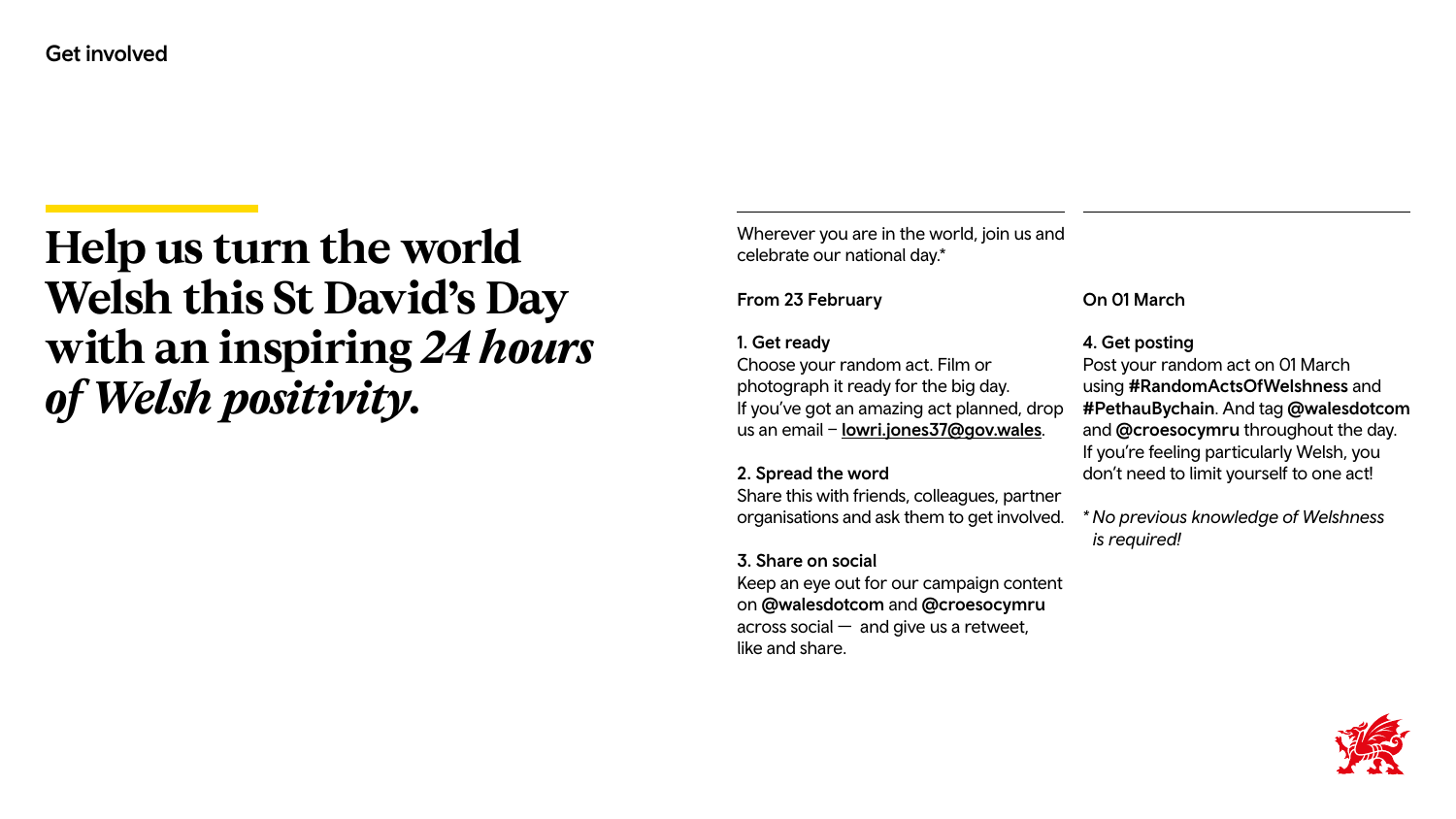Get involved

# Help us turn the world Welsh this St David's Day with an inspiring *24 hours of Welsh positivity.*

Wherever you are in the world, join us and celebrate our national day.*

**From 23 February**

**1. Get ready**
Choose your random act. Film or photograph it ready for the big day.
If you've got an amazing act planned, drop us an email – **lowri.jones37@gov.wales**.

**2. Spread the word**
Share this with friends, colleagues, partner organisations and ask them to get involved.

**3. Share on social**
Keep an eye out for our campaign content on **@walesdotcom** and **@croesocymru** across social — and give us a retweet, like and share.

**On 01 March**

**4. Get posting**
Post your random act on 01 March using **#RandomActsOfWelshness** and **#PethauBychain**. And tag **@walesdotcom** and **@croesocymru** throughout the day.
If you're feeling particularly Welsh, you don't need to limit yourself to one act!

*\* No previous knowledge of Welshness is required!*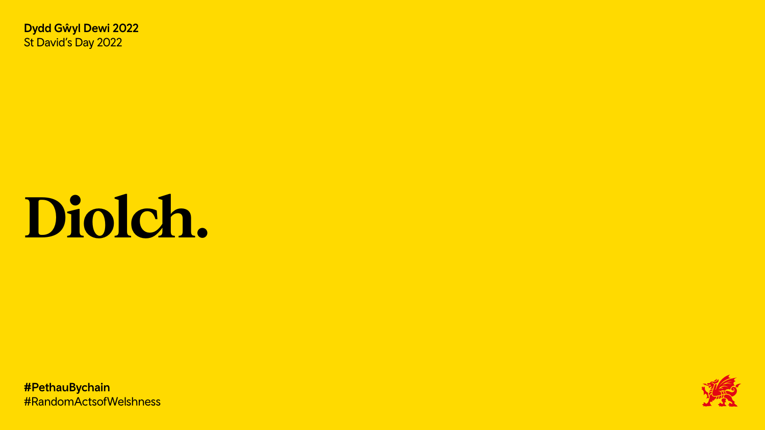**Dydd Gŵyl Dewi 2022**
St David's Day 2022

# Diolch.

**#PethauBychain**
#RandomActsofWelshness